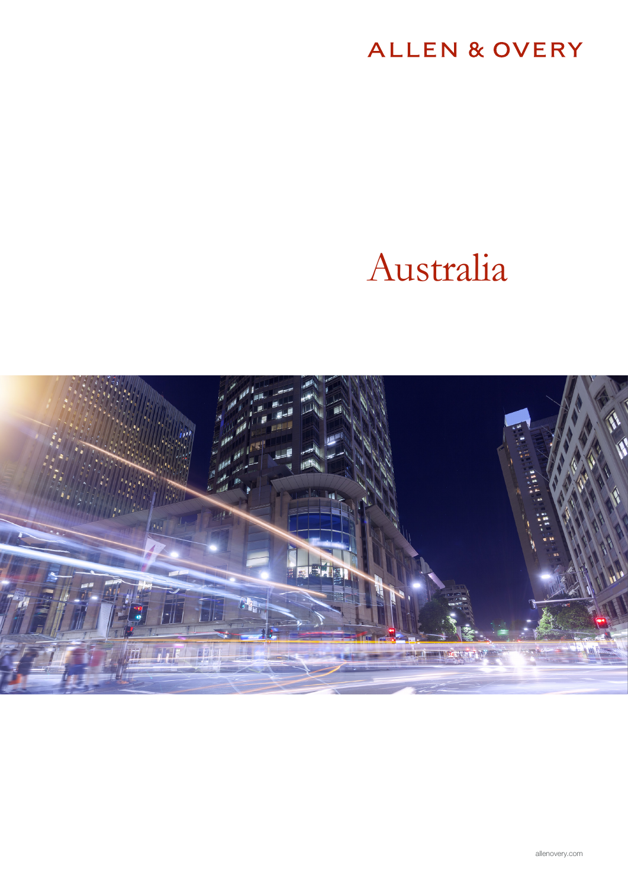ALLEN & OVERY

# Australia

allenovery.com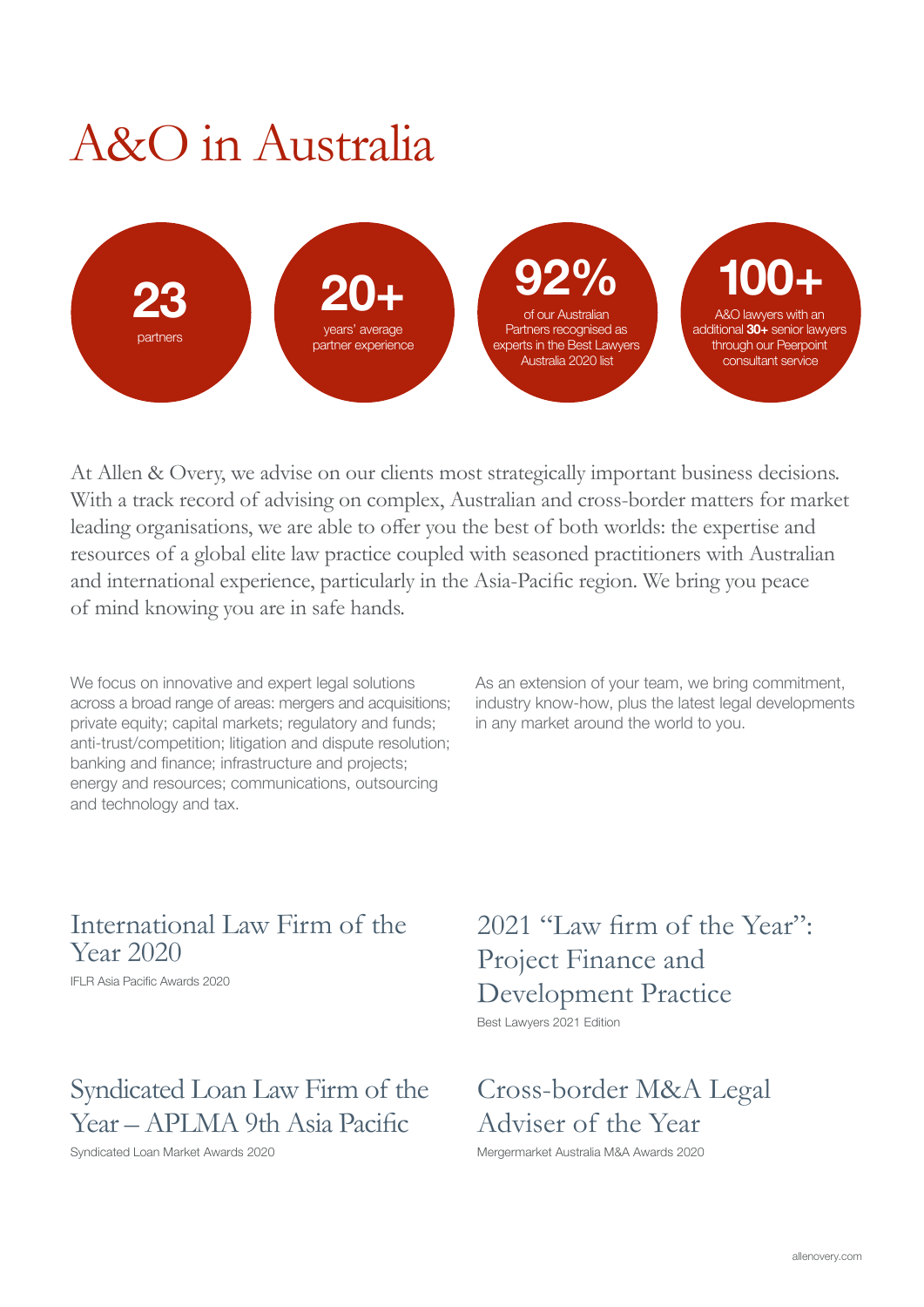# A&O in Australia

**23**
partners

**20+**
years' average partner experience

**92%**
of our Australian Partners recognised as experts in the Best Lawyers Australia 2020 list

**100+**
A&O lawyers with an additional **30+** senior lawyers through our Peerpoint consultant service

At Allen & Overy, we advise on our clients most strategically important business decisions. With a track record of advising on complex, Australian and cross-border matters for market leading organisations, we are able to offer you the best of both worlds: the expertise and resources of a global elite law practice coupled with seasoned practitioners with Australian and international experience, particularly in the Asia-Pacific region. We bring you peace of mind knowing you are in safe hands.

We focus on innovative and expert legal solutions across a broad range of areas: mergers and acquisitions; private equity; capital markets; regulatory and funds; anti-trust/competition; litigation and dispute resolution; banking and finance; infrastructure and projects; energy and resources; communications, outsourcing and technology and tax.

As an extension of your team, we bring commitment, industry know-how, plus the latest legal developments in any market around the world to you.

## International Law Firm of the Year 2020

IFLR Asia Pacific Awards 2020

## 2021 "Law firm of the Year": Project Finance and Development Practice

Best Lawyers 2021 Edition

## Syndicated Loan Law Firm of the Year – APLMA 9th Asia Pacific

Syndicated Loan Market Awards 2020

## Cross-border M&A Legal Adviser of the Year

Mergermarket Australia M&A Awards 2020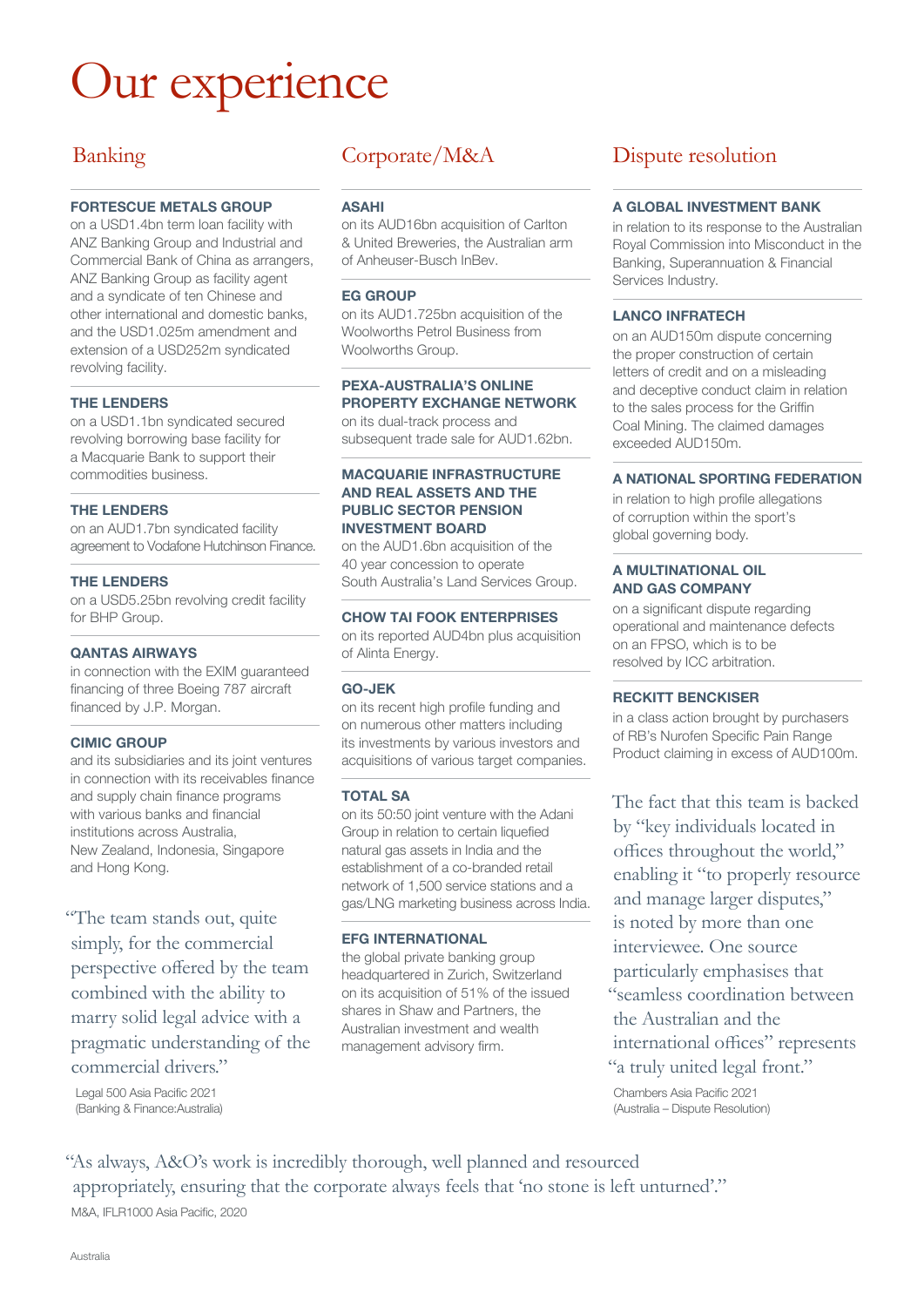# Our experience

## Banking

**FORTESCUE METALS GROUP**
on a USD1.4bn term loan facility with ANZ Banking Group and Industrial and Commercial Bank of China as arrangers, ANZ Banking Group as facility agent and a syndicate of ten Chinese and other international and domestic banks, and the USD1.025m amendment and extension of a USD252m syndicated revolving facility.

**THE LENDERS**
on a USD1.1bn syndicated secured revolving borrowing base facility for a Macquarie Bank to support their commodities business.

**THE LENDERS**
on an AUD1.7bn syndicated facility agreement to Vodafone Hutchinson Finance.

**THE LENDERS**
on a USD5.25bn revolving credit facility for BHP Group.

**QANTAS AIRWAYS**
in connection with the EXIM guaranteed financing of three Boeing 787 aircraft financed by J.P. Morgan.

**CIMIC GROUP**
and its subsidiaries and its joint ventures in connection with its receivables finance and supply chain finance programs with various banks and financial institutions across Australia, New Zealand, Indonesia, Singapore and Hong Kong.

> "The team stands out, quite simply, for the commercial perspective offered by the team combined with the ability to marry solid legal advice with a pragmatic understanding of the commercial drivers."
>
> Legal 500 Asia Pacific 2021 (Banking & Finance:Australia)

## Corporate/M&A

**ASAHI**
on its AUD16bn acquisition of Carlton & United Breweries, the Australian arm of Anheuser-Busch InBev.

**EG GROUP**
on its AUD1.725bn acquisition of the Woolworths Petrol Business from Woolworths Group.

**PEXA-AUSTRALIA'S ONLINE PROPERTY EXCHANGE NETWORK**
on its dual-track process and subsequent trade sale for AUD1.62bn.

**MACQUARIE INFRASTRUCTURE AND REAL ASSETS AND THE PUBLIC SECTOR PENSION INVESTMENT BOARD**
on the AUD1.6bn acquisition of the 40 year concession to operate South Australia's Land Services Group.

**CHOW TAI FOOK ENTERPRISES**
on its reported AUD4bn plus acquisition of Alinta Energy.

**GO-JEK**
on its recent high profile funding and on numerous other matters including its investments by various investors and acquisitions of various target companies.

**TOTAL SA**
on its 50:50 joint venture with the Adani Group in relation to certain liquefied natural gas assets in India and the establishment of a co-branded retail network of 1,500 service stations and a gas/LNG marketing business across India.

**EFG INTERNATIONAL**
the global private banking group headquartered in Zurich, Switzerland on its acquisition of 51% of the issued shares in Shaw and Partners, the Australian investment and wealth management advisory firm.

## Dispute resolution

**A GLOBAL INVESTMENT BANK**
in relation to its response to the Australian Royal Commission into Misconduct in the Banking, Superannuation & Financial Services Industry.

**LANCO INFRATECH**
on an AUD150m dispute concerning the proper construction of certain letters of credit and on a misleading and deceptive conduct claim in relation to the sales process for the Griffin Coal Mining. The claimed damages exceeded AUD150m.

**A NATIONAL SPORTING FEDERATION**
in relation to high profile allegations of corruption within the sport's global governing body.

**A MULTINATIONAL OIL AND GAS COMPANY**
on a significant dispute regarding operational and maintenance defects on an FPSO, which is to be resolved by ICC arbitration.

**RECKITT BENCKISER**
in a class action brought by purchasers of RB's Nurofen Specific Pain Range Product claiming in excess of AUD100m.

> The fact that this team is backed by "key individuals located in offices throughout the world," enabling it "to properly resource and manage larger disputes," is noted by more than one interviewee. One source particularly emphasises that "seamless coordination between the Australian and the international offices" represents "a truly united legal front."
>
> Chambers Asia Pacific 2021 (Australia – Dispute Resolution)

> "As always, A&O's work is incredibly thorough, well planned and resourced appropriately, ensuring that the corporate always feels that 'no stone is left unturned'."
>
> M&A, IFLR1000 Asia Pacific, 2020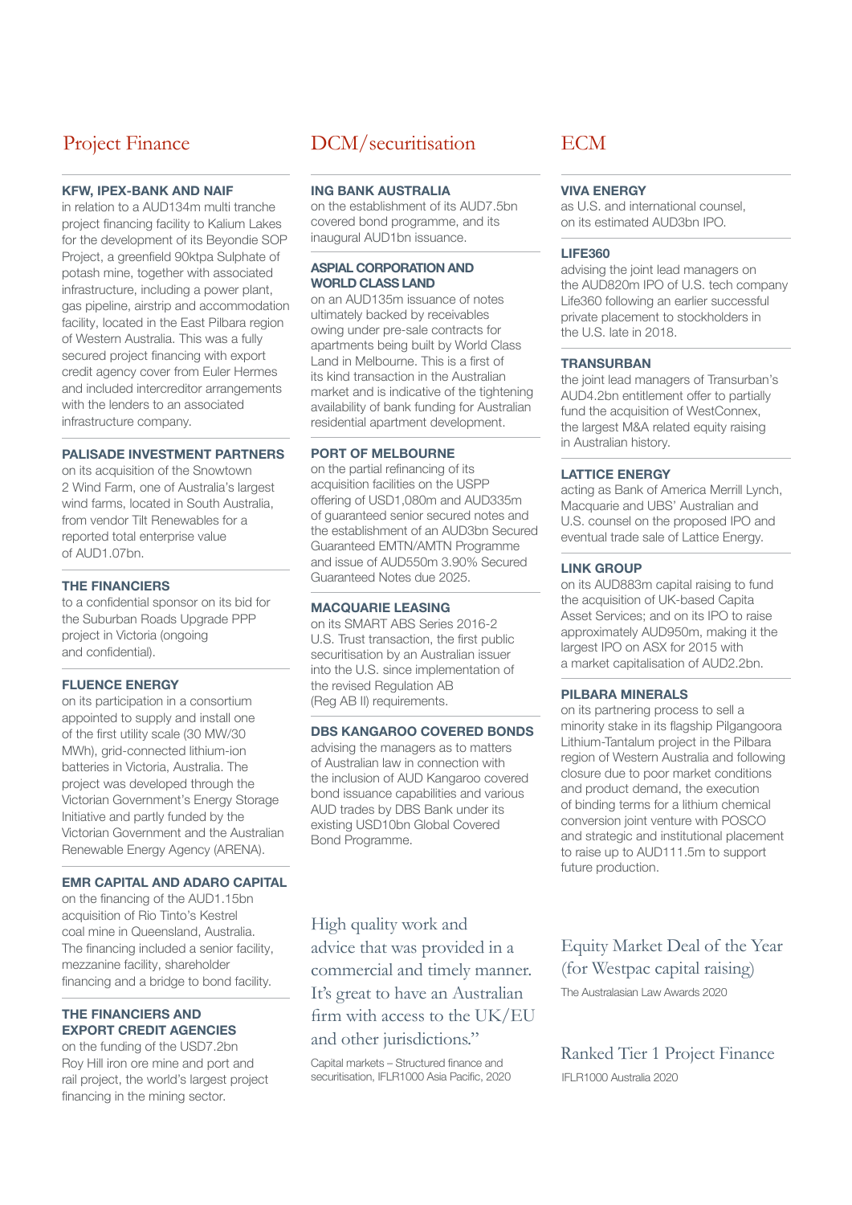## Project Finance

**KFW, IPEX-BANK AND NAIF**
in relation to a AUD134m multi tranche project financing facility to Kalium Lakes for the development of its Beyondie SOP Project, a greenfield 90ktpa Sulphate of potash mine, together with associated infrastructure, including a power plant, gas pipeline, airstrip and accommodation facility, located in the East Pilbara region of Western Australia. This was a fully secured project financing with export credit agency cover from Euler Hermes and included intercreditor arrangements with the lenders to an associated infrastructure company.

**PALISADE INVESTMENT PARTNERS**
on its acquisition of the Snowtown 2 Wind Farm, one of Australia's largest wind farms, located in South Australia, from vendor Tilt Renewables for a reported total enterprise value of AUD1.07bn.

**THE FINANCIERS**
to a confidential sponsor on its bid for the Suburban Roads Upgrade PPP project in Victoria (ongoing and confidential).

**FLUENCE ENERGY**
on its participation in a consortium appointed to supply and install one of the first utility scale (30 MW/30 MWh), grid-connected lithium-ion batteries in Victoria, Australia. The project was developed through the Victorian Government's Energy Storage Initiative and partly funded by the Victorian Government and the Australian Renewable Energy Agency (ARENA).

**EMR CAPITAL AND ADARO CAPITAL**
on the financing of the AUD1.15bn acquisition of Rio Tinto's Kestrel coal mine in Queensland, Australia. The financing included a senior facility, mezzanine facility, shareholder financing and a bridge to bond facility.

**THE FINANCIERS AND EXPORT CREDIT AGENCIES**
on the funding of the USD7.2bn Roy Hill iron ore mine and port and rail project, the world's largest project financing in the mining sector.

## DCM/securitisation

**ING BANK AUSTRALIA**
on the establishment of its AUD7.5bn covered bond programme, and its inaugural AUD1bn issuance.

**ASPIAL CORPORATION AND WORLD CLASS LAND**
on an AUD135m issuance of notes ultimately backed by receivables owing under pre-sale contracts for apartments being built by World Class Land in Melbourne. This is a first of its kind transaction in the Australian market and is indicative of the tightening availability of bank funding for Australian residential apartment development.

**PORT OF MELBOURNE**
on the partial refinancing of its acquisition facilities on the USPP offering of USD1,080m and AUD335m of guaranteed senior secured notes and the establishment of an AUD3bn Secured Guaranteed EMTN/AMTN Programme and issue of AUD550m 3.90% Secured Guaranteed Notes due 2025.

**MACQUARIE LEASING**
on its SMART ABS Series 2016-2 U.S. Trust transaction, the first public securitisation by an Australian issuer into the U.S. since implementation of the revised Regulation AB (Reg AB II) requirements.

**DBS KANGAROO COVERED BONDS**
advising the managers as to matters of Australian law in connection with the inclusion of AUD Kangaroo covered bond issuance capabilities and various AUD trades by DBS Bank under its existing USD10bn Global Covered Bond Programme.

High quality work and advice that was provided in a commercial and timely manner. It's great to have an Australian firm with access to the UK/EU and other jurisdictions."

Capital markets – Structured finance and securitisation, IFLR1000 Asia Pacific, 2020

## ECM

**VIVA ENERGY**
as U.S. and international counsel, on its estimated AUD3bn IPO.

**LIFE360**
advising the joint lead managers on the AUD820m IPO of U.S. tech company Life360 following an earlier successful private placement to stockholders in the U.S. late in 2018.

**TRANSURBAN**
the joint lead managers of Transurban's AUD4.2bn entitlement offer to partially fund the acquisition of WestConnex, the largest M&A related equity raising in Australian history.

**LATTICE ENERGY**
acting as Bank of America Merrill Lynch, Macquarie and UBS' Australian and U.S. counsel on the proposed IPO and eventual trade sale of Lattice Energy.

**LINK GROUP**
on its AUD883m capital raising to fund the acquisition of UK-based Capita Asset Services; and on its IPO to raise approximately AUD950m, making it the largest IPO on ASX for 2015 with a market capitalisation of AUD2.2bn.

**PILBARA MINERALS**
on its partnering process to sell a minority stake in its flagship Pilgangoora Lithium-Tantalum project in the Pilbara region of Western Australia and following closure due to poor market conditions and product demand, the execution of binding terms for a lithium chemical conversion joint venture with POSCO and strategic and institutional placement to raise up to AUD111.5m to support future production.

Equity Market Deal of the Year (for Westpac capital raising)

The Australasian Law Awards 2020

Ranked Tier 1 Project Finance

IFLR1000 Australia 2020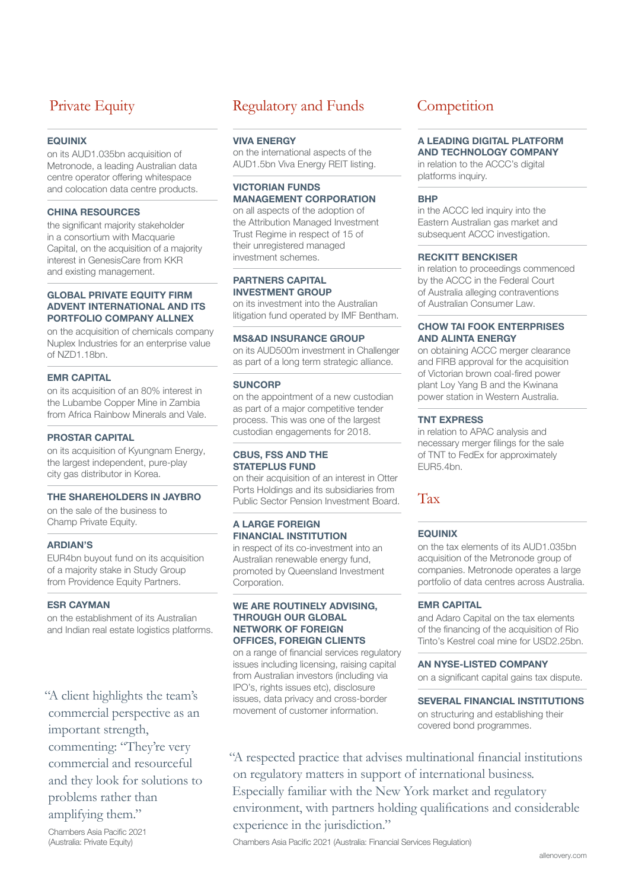## Private Equity

**EQUINIX**
on its AUD1.035bn acquisition of Metronode, a leading Australian data centre operator offering whitespace and colocation data centre products.

**CHINA RESOURCES**
the significant majority stakeholder in a consortium with Macquarie Capital, on the acquisition of a majority interest in GenesisCare from KKR and existing management.

**GLOBAL PRIVATE EQUITY FIRM ADVENT INTERNATIONAL AND ITS PORTFOLIO COMPANY ALLNEX**
on the acquisition of chemicals company Nuplex Industries for an enterprise value of NZD1.18bn.

**EMR CAPITAL**
on its acquisition of an 80% interest in the Lubambe Copper Mine in Zambia from Africa Rainbow Minerals and Vale.

**PROSTAR CAPITAL**
on its acquisition of Kyungnam Energy, the largest independent, pure-play city gas distributor in Korea.

**THE SHAREHOLDERS IN JAYBRO**
on the sale of the business to Champ Private Equity.

**ARDIAN'S**
EUR4bn buyout fund on its acquisition of a majority stake in Study Group from Providence Equity Partners.

**ESR CAYMAN**
on the establishment of its Australian and Indian real estate logistics platforms.

"A client highlights the team's commercial perspective as an important strength, commenting: "They're very commercial and resourceful and they look for solutions to problems rather than amplifying them."

Chambers Asia Pacific 2021 (Australia: Private Equity)

## Regulatory and Funds

**VIVA ENERGY**
on the international aspects of the AUD1.5bn Viva Energy REIT listing.

**VICTORIAN FUNDS MANAGEMENT CORPORATION**
on all aspects of the adoption of the Attribution Managed Investment Trust Regime in respect of 15 of their unregistered managed investment schemes.

**PARTNERS CAPITAL INVESTMENT GROUP**
on its investment into the Australian litigation fund operated by IMF Bentham.

**MS&AD INSURANCE GROUP**
on its AUD500m investment in Challenger as part of a long term strategic alliance.

**SUNCORP**
on the appointment of a new custodian as part of a major competitive tender process. This was one of the largest custodian engagements for 2018.

**CBUS, FSS AND THE STATEPLUS FUND**
on their acquisition of an interest in Otter Ports Holdings and its subsidiaries from Public Sector Pension Investment Board.

**A LARGE FOREIGN FINANCIAL INSTITUTION**
in respect of its co-investment into an Australian renewable energy fund, promoted by Queensland Investment Corporation.

**WE ARE ROUTINELY ADVISING, THROUGH OUR GLOBAL NETWORK OF FOREIGN OFFICES, FOREIGN CLIENTS**
on a range of financial services regulatory issues including licensing, raising capital from Australian investors (including via IPO's, rights issues etc), disclosure issues, data privacy and cross-border movement of customer information.

## Competition

**A LEADING DIGITAL PLATFORM AND TECHNOLOGY COMPANY**
in relation to the ACCC's digital platforms inquiry.

**BHP**
in the ACCC led inquiry into the Eastern Australian gas market and subsequent ACCC investigation.

**RECKITT BENCKISER**
in relation to proceedings commenced by the ACCC in the Federal Court of Australia alleging contraventions of Australian Consumer Law.

**CHOW TAI FOOK ENTERPRISES AND ALINTA ENERGY**
on obtaining ACCC merger clearance and FIRB approval for the acquisition of Victorian brown coal-fired power plant Loy Yang B and the Kwinana power station in Western Australia.

**TNT EXPRESS**
in relation to APAC analysis and necessary merger filings for the sale of TNT to FedEx for approximately EUR5.4bn.

## Tax

**EQUINIX**
on the tax elements of its AUD1.035bn acquisition of the Metronode group of companies. Metronode operates a large portfolio of data centres across Australia.

**EMR CAPITAL**
and Adaro Capital on the tax elements of the financing of the acquisition of Rio Tinto's Kestrel coal mine for USD2.25bn.

**AN NYSE-LISTED COMPANY**
on a significant capital gains tax dispute.

**SEVERAL FINANCIAL INSTITUTIONS**
on structuring and establishing their covered bond programmes.

"A respected practice that advises multinational financial institutions on regulatory matters in support of international business. Especially familiar with the New York market and regulatory environment, with partners holding qualifications and considerable experience in the jurisdiction."

Chambers Asia Pacific 2021 (Australia: Financial Services Regulation)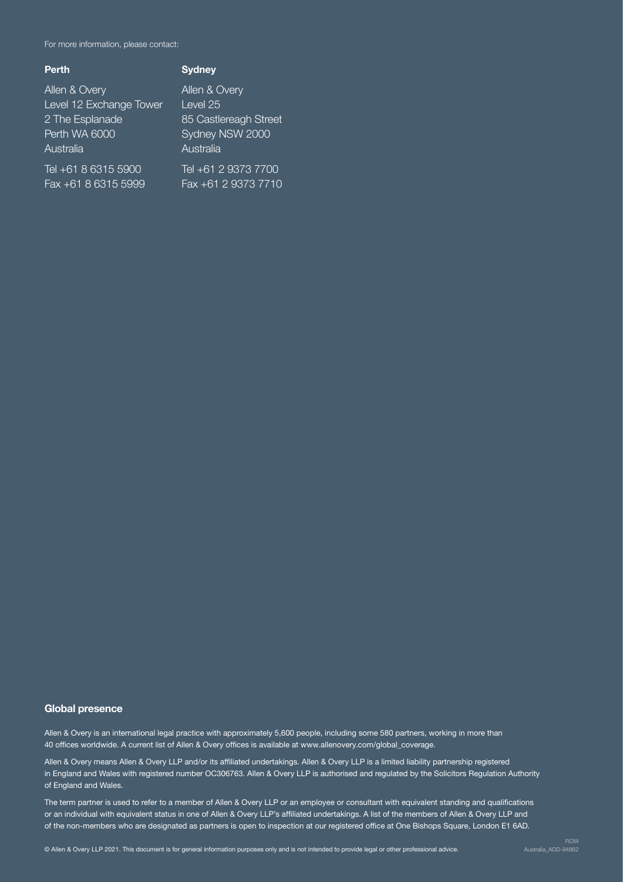For more information, please contact:

**Perth**

Allen & Overy
Level 12 Exchange Tower
2 The Esplanade
Perth WA 6000
Australia

Tel +61 8 6315 5900
Fax +61 8 6315 5999

**Sydney**

Allen & Overy
Level 25
85 Castlereagh Street
Sydney NSW 2000
Australia

Tel +61 2 9373 7700
Fax +61 2 9373 7710

**Global presence**

Allen & Overy is an international legal practice with approximately 5,600 people, including some 580 partners, working in more than 40 offices worldwide. A current list of Allen & Overy offices is available at www.allenovery.com/global_coverage.

Allen & Overy means Allen & Overy LLP and/or its affiliated undertakings. Allen & Overy LLP is a limited liability partnership registered in England and Wales with registered number OC306763. Allen & Overy LLP is authorised and regulated by the Solicitors Regulation Authority of England and Wales.

The term partner is used to refer to a member of Allen & Overy LLP or an employee or consultant with equivalent standing and qualifications or an individual with equivalent status in one of Allen & Overy LLP's affiliated undertakings. A list of the members of Allen & Overy LLP and of the non-members who are designated as partners is open to inspection at our registered office at One Bishops Square, London E1 6AD.

© Allen & Overy LLP 2021. This document is for general information purposes only and is not intended to provide legal or other professional advice.

ROW
Australia_ADD-94862